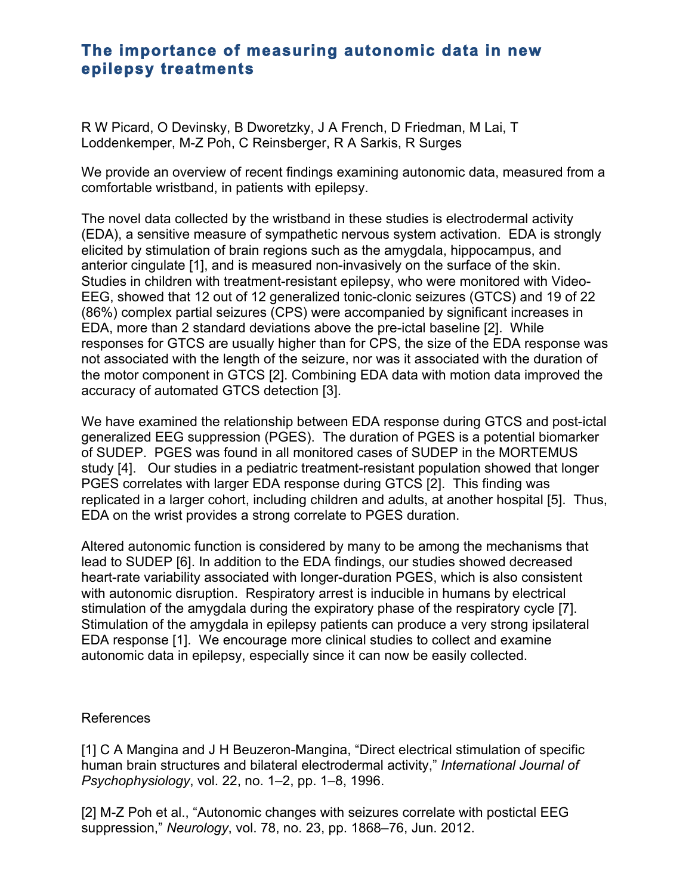# The importance of measuring autonomic data in new epilepsy treatments

R W Picard, O Devinsky, B Dworetzky, J A French, D Friedman, M Lai, T Loddenkemper, M-Z Poh, C Reinsberger, R A Sarkis, R Surges

We provide an overview of recent findings examining autonomic data, measured from a comfortable wristband, in patients with epilepsy.

The novel data collected by the wristband in these studies is electrodermal activity (EDA), a sensitive measure of sympathetic nervous system activation. EDA is strongly elicited by stimulation of brain regions such as the amygdala, hippocampus, and anterior cingulate [1], and is measured non-invasively on the surface of the skin. Studies in children with treatment-resistant epilepsy, who were monitored with Video-EEG, showed that 12 out of 12 generalized tonic-clonic seizures (GTCS) and 19 of 22 (86%) complex partial seizures (CPS) were accompanied by significant increases in EDA, more than 2 standard deviations above the pre-ictal baseline [2]. While responses for GTCS are usually higher than for CPS, the size of the EDA response was not associated with the length of the seizure, nor was it associated with the duration of the motor component in GTCS [2]. Combining EDA data with motion data improved the accuracy of automated GTCS detection [3].

We have examined the relationship between EDA response during GTCS and post-ictal generalized EEG suppression (PGES). The duration of PGES is a potential biomarker of SUDEP. PGES was found in all monitored cases of SUDEP in the MORTEMUS study [4]. Our studies in a pediatric treatment-resistant population showed that longer PGES correlates with larger EDA response during GTCS [2]. This finding was replicated in a larger cohort, including children and adults, at another hospital [5]. Thus, EDA on the wrist provides a strong correlate to PGES duration.

Altered autonomic function is considered by many to be among the mechanisms that lead to SUDEP [6]. In addition to the EDA findings, our studies showed decreased heart-rate variability associated with longer-duration PGES, which is also consistent with autonomic disruption. Respiratory arrest is inducible in humans by electrical stimulation of the amygdala during the expiratory phase of the respiratory cycle [7]. Stimulation of the amygdala in epilepsy patients can produce a very strong ipsilateral EDA response [1]. We encourage more clinical studies to collect and examine autonomic data in epilepsy, especially since it can now be easily collected.

References

[1] C A Mangina and J H Beuzeron-Mangina, "Direct electrical stimulation of specific human brain structures and bilateral electrodermal activity," *International Journal of Psychophysiology*, vol. 22, no. 1–2, pp. 1–8, 1996.

[2] M-Z Poh et al., "Autonomic changes with seizures correlate with postictal EEG suppression," *Neurology*, vol. 78, no. 23, pp. 1868–76, Jun. 2012.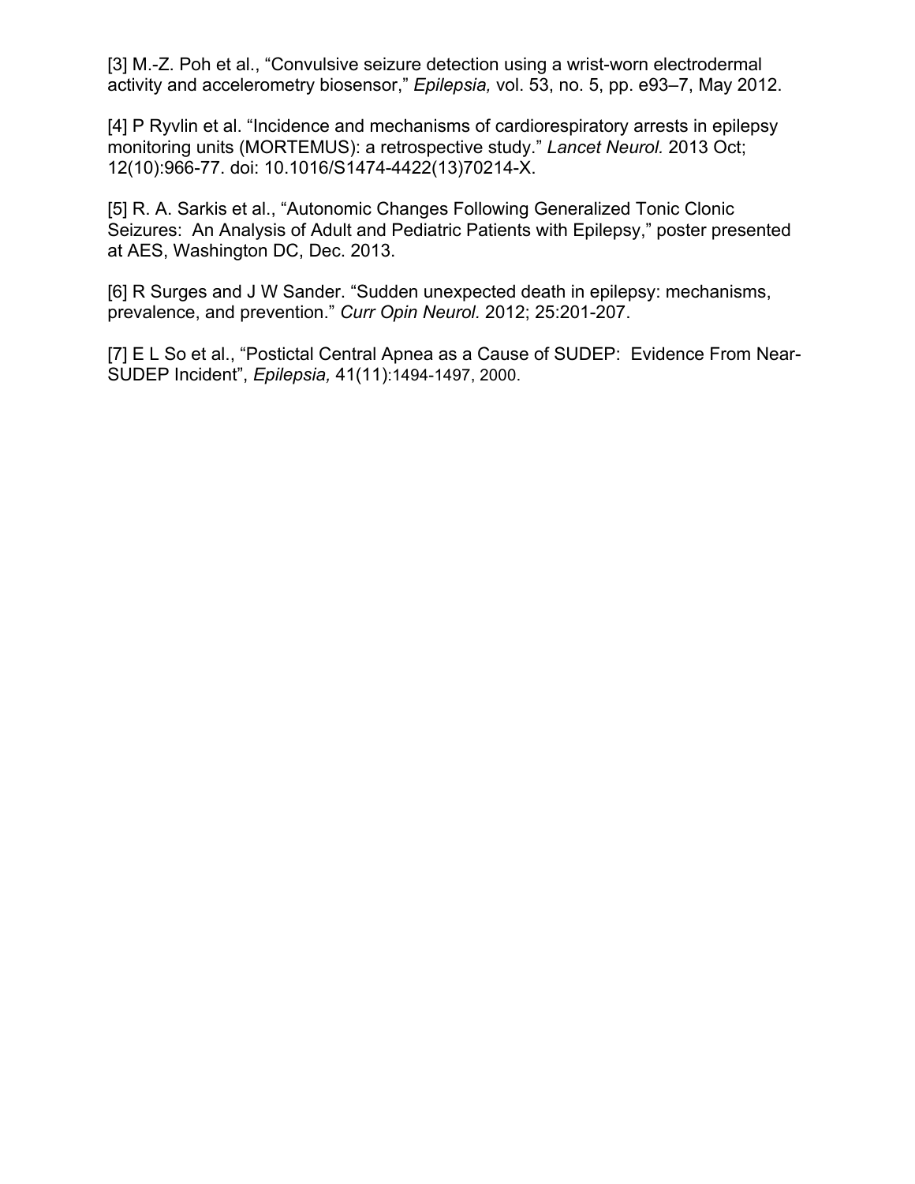[3] M.-Z. Poh et al., "Convulsive seizure detection using a wrist-worn electrodermal activity and accelerometry biosensor," *Epilepsia,* vol. 53, no. 5, pp. e93–7, May 2012.

[4] P Ryvlin et al. "Incidence and mechanisms of cardiorespiratory arrests in epilepsy monitoring units (MORTEMUS): a retrospective study." *Lancet Neurol.* 2013 Oct; 12(10):966-77. doi: 10.1016/S1474-4422(13)70214-X.

[5] R. A. Sarkis et al., "Autonomic Changes Following Generalized Tonic Clonic Seizures: An Analysis of Adult and Pediatric Patients with Epilepsy," poster presented at AES, Washington DC, Dec. 2013.

[6] R Surges and J W Sander. "Sudden unexpected death in epilepsy: mechanisms, prevalence, and prevention." *Curr Opin Neurol.* 2012; 25:201-207.

[7] E L So et al., "Postictal Central Apnea as a Cause of SUDEP: Evidence From Near-SUDEP Incident", *Epilepsia,* 41(11):1494-1497, 2000.